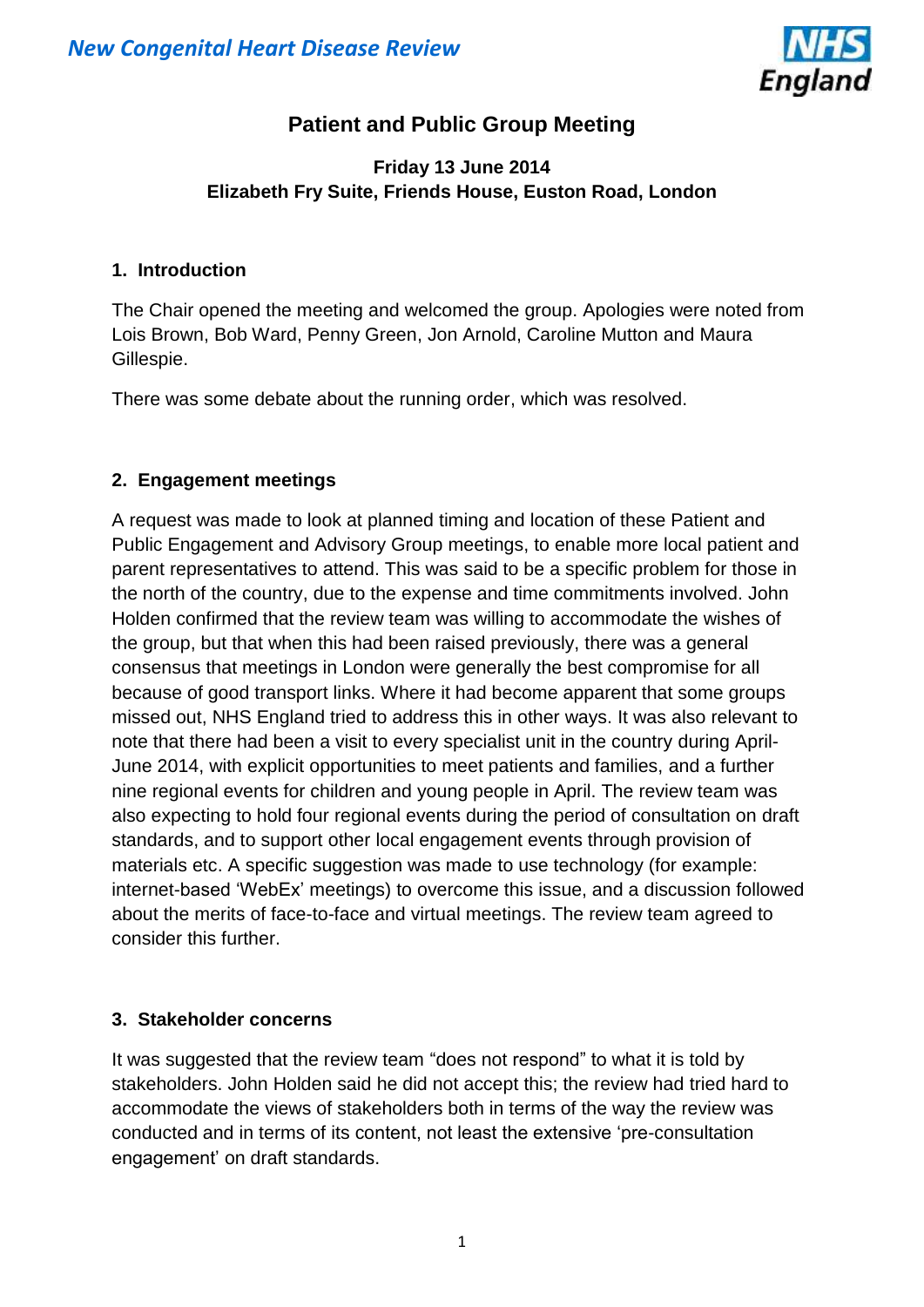*New Congenital Heart Disease Review*

NHS England

# Patient and Public Group Meeting

**Friday 13 June 2014**
**Elizabeth Fry Suite, Friends House, Euston Road, London**

## 1. Introduction

The Chair opened the meeting and welcomed the group. Apologies were noted from Lois Brown, Bob Ward, Penny Green, Jon Arnold, Caroline Mutton and Maura Gillespie.

There was some debate about the running order, which was resolved.

## 2. Engagement meetings

A request was made to look at planned timing and location of these Patient and Public Engagement and Advisory Group meetings, to enable more local patient and parent representatives to attend. This was said to be a specific problem for those in the north of the country, due to the expense and time commitments involved. John Holden confirmed that the review team was willing to accommodate the wishes of the group, but that when this had been raised previously, there was a general consensus that meetings in London were generally the best compromise for all because of good transport links. Where it had become apparent that some groups missed out, NHS England tried to address this in other ways. It was also relevant to note that there had been a visit to every specialist unit in the country during April-June 2014, with explicit opportunities to meet patients and families, and a further nine regional events for children and young people in April. The review team was also expecting to hold four regional events during the period of consultation on draft standards, and to support other local engagement events through provision of materials etc. A specific suggestion was made to use technology (for example: internet-based 'WebEx' meetings) to overcome this issue, and a discussion followed about the merits of face-to-face and virtual meetings. The review team agreed to consider this further.

## 3. Stakeholder concerns

It was suggested that the review team "does not respond" to what it is told by stakeholders. John Holden said he did not accept this; the review had tried hard to accommodate the views of stakeholders both in terms of the way the review was conducted and in terms of its content, not least the extensive 'pre-consultation engagement' on draft standards.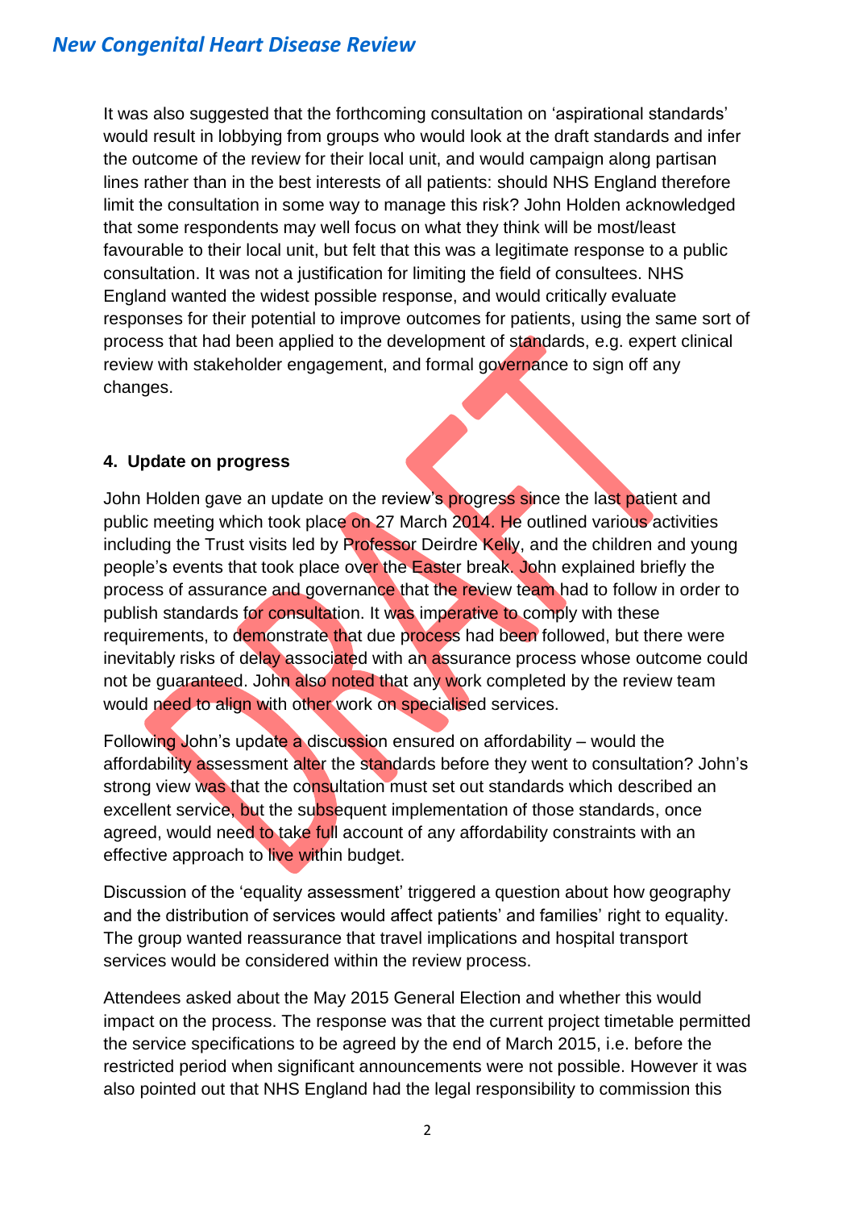It was also suggested that the forthcoming consultation on 'aspirational standards' would result in lobbying from groups who would look at the draft standards and infer the outcome of the review for their local unit, and would campaign along partisan lines rather than in the best interests of all patients: should NHS England therefore limit the consultation in some way to manage this risk? John Holden acknowledged that some respondents may well focus on what they think will be most/least favourable to their local unit, but felt that this was a legitimate response to a public consultation. It was not a justification for limiting the field of consultees. NHS England wanted the widest possible response, and would critically evaluate responses for their potential to improve outcomes for patients, using the same sort of process that had been applied to the development of standards, e.g. expert clinical review with stakeholder engagement, and formal governance to sign off any changes.

## 4. Update on progress

John Holden gave an update on the review's progress since the last patient and public meeting which took place on 27 March 2014. He outlined various activities including the Trust visits led by Professor Deirdre Kelly, and the children and young people's events that took place over the Easter break. John explained briefly the process of assurance and governance that the review team had to follow in order to publish standards for consultation. It was imperative to comply with these requirements, to demonstrate that due process had been followed, but there were inevitably risks of delay associated with an assurance process whose outcome could not be guaranteed. John also noted that any work completed by the review team would need to align with other work on specialised services.

Following John's update a discussion ensured on affordability – would the affordability assessment alter the standards before they went to consultation? John's strong view was that the consultation must set out standards which described an excellent service, but the subsequent implementation of those standards, once agreed, would need to take full account of any affordability constraints with an effective approach to live within budget.

Discussion of the 'equality assessment' triggered a question about how geography and the distribution of services would affect patients' and families' right to equality. The group wanted reassurance that travel implications and hospital transport services would be considered within the review process.

Attendees asked about the May 2015 General Election and whether this would impact on the process. The response was that the current project timetable permitted the service specifications to be agreed by the end of March 2015, i.e. before the restricted period when significant announcements were not possible. However it was also pointed out that NHS England had the legal responsibility to commission this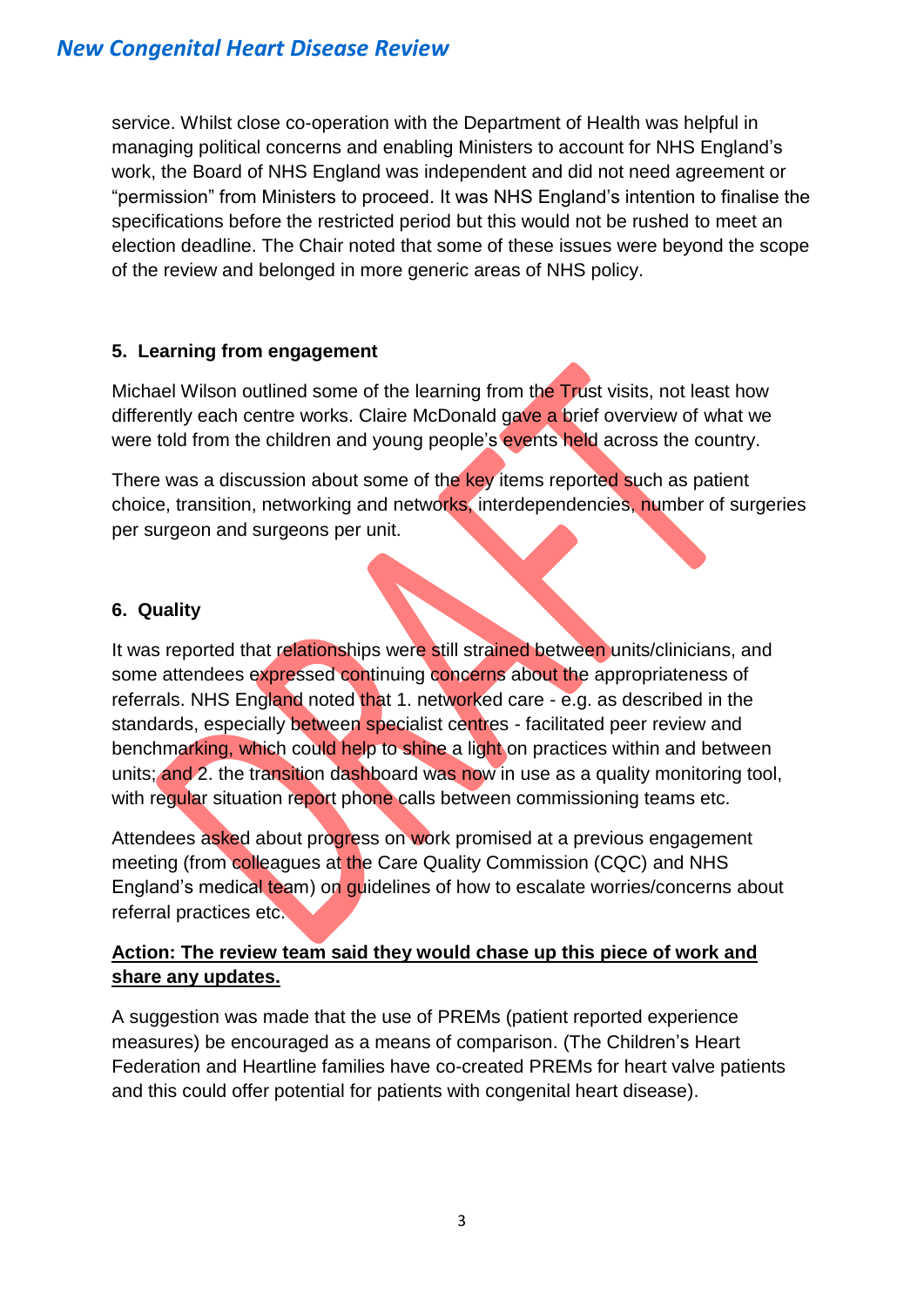service. Whilst close co-operation with the Department of Health was helpful in managing political concerns and enabling Ministers to account for NHS England's work, the Board of NHS England was independent and did not need agreement or "permission" from Ministers to proceed. It was NHS England's intention to finalise the specifications before the restricted period but this would not be rushed to meet an election deadline. The Chair noted that some of these issues were beyond the scope of the review and belonged in more generic areas of NHS policy.

**5. Learning from engagement**

Michael Wilson outlined some of the learning from the Trust visits, not least how differently each centre works. Claire McDonald gave a brief overview of what we were told from the children and young people's events held across the country.

There was a discussion about some of the key items reported such as patient choice, transition, networking and networks, interdependencies, number of surgeries per surgeon and surgeons per unit.

**6. Quality**

It was reported that relationships were still strained between units/clinicians, and some attendees expressed continuing concerns about the appropriateness of referrals. NHS England noted that 1. networked care - e.g. as described in the standards, especially between specialist centres - facilitated peer review and benchmarking, which could help to shine a light on practices within and between units; and 2. the transition dashboard was now in use as a quality monitoring tool, with regular situation report phone calls between commissioning teams etc.

Attendees asked about progress on work promised at a previous engagement meeting (from colleagues at the Care Quality Commission (CQC) and NHS England's medical team) on guidelines of how to escalate worries/concerns about referral practices etc.

**Action: The review team said they would chase up this piece of work and share any updates.**

A suggestion was made that the use of PREMs (patient reported experience measures) be encouraged as a means of comparison. (The Children's Heart Federation and Heartline families have co-created PREMs for heart valve patients and this could offer potential for patients with congenital heart disease).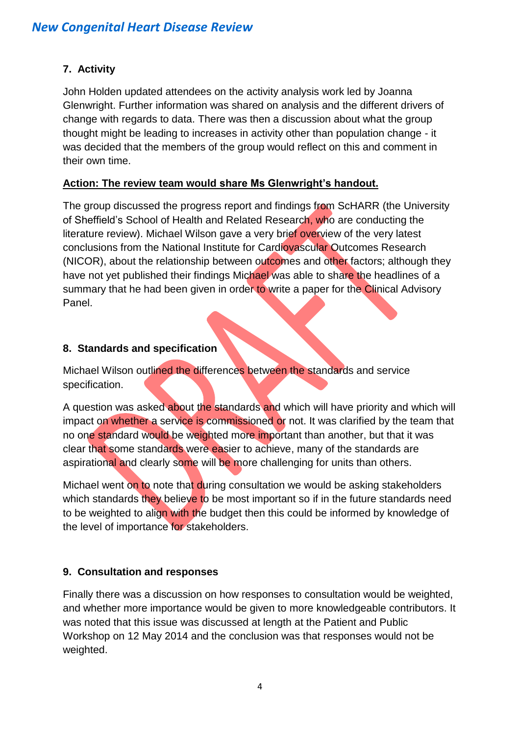## 7. Activity

John Holden updated attendees on the activity analysis work led by Joanna Glenwright. Further information was shared on analysis and the different drivers of change with regards to data. There was then a discussion about what the group thought might be leading to increases in activity other than population change - it was decided that the members of the group would reflect on this and comment in their own time.

**Action: The review team would share Ms Glenwright's handout.**

The group discussed the progress report and findings from ScHARR (the University of Sheffield's School of Health and Related Research, who are conducting the literature review). Michael Wilson gave a very brief overview of the very latest conclusions from the National Institute for Cardiovascular Outcomes Research (NICOR), about the relationship between outcomes and other factors; although they have not yet published their findings Michael was able to share the headlines of a summary that he had been given in order to write a paper for the Clinical Advisory Panel.

## 8. Standards and specification

Michael Wilson outlined the differences between the standards and service specification.

A question was asked about the standards and which will have priority and which will impact on whether a service is commissioned or not. It was clarified by the team that no one standard would be weighted more important than another, but that it was clear that some standards were easier to achieve, many of the standards are aspirational and clearly some will be more challenging for units than others.

Michael went on to note that during consultation we would be asking stakeholders which standards they believe to be most important so if in the future standards need to be weighted to align with the budget then this could be informed by knowledge of the level of importance for stakeholders.

## 9. Consultation and responses

Finally there was a discussion on how responses to consultation would be weighted, and whether more importance would be given to more knowledgeable contributors. It was noted that this issue was discussed at length at the Patient and Public Workshop on 12 May 2014 and the conclusion was that responses would not be weighted.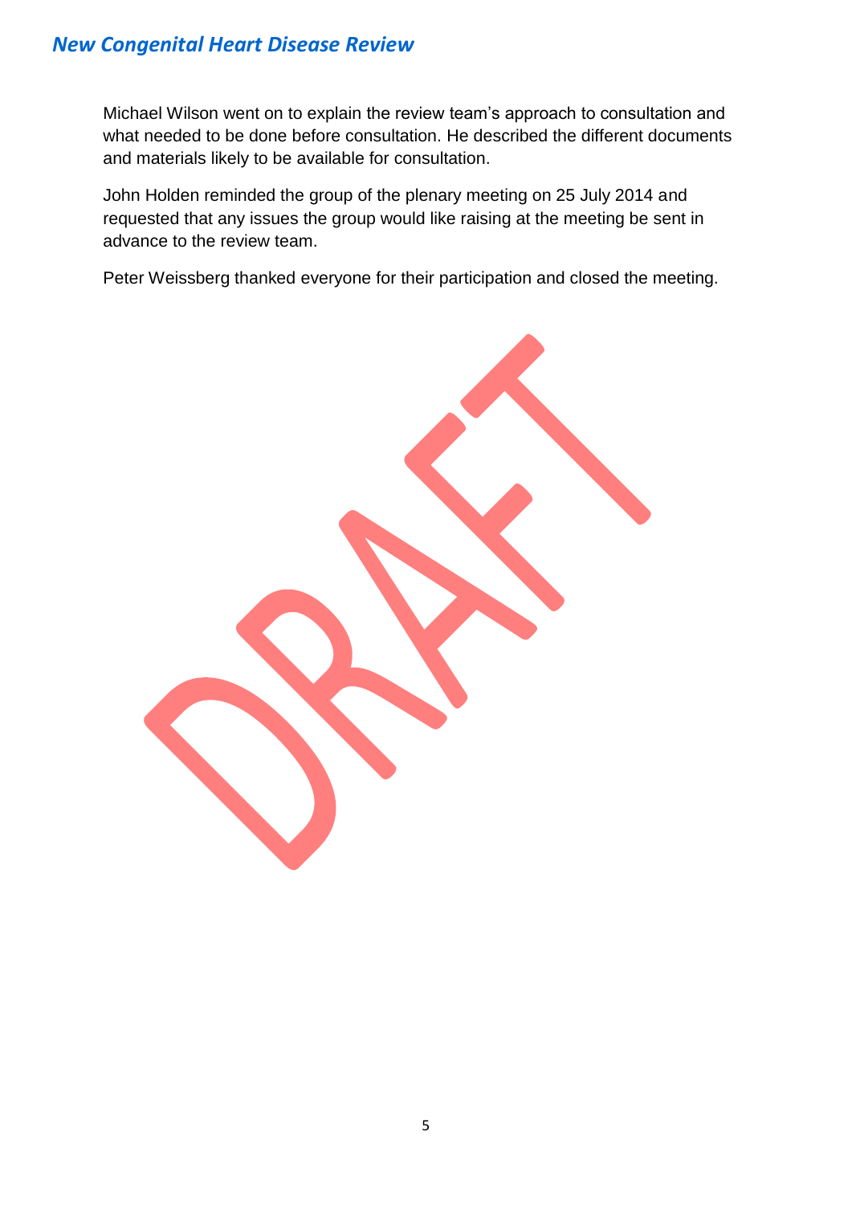Michael Wilson went on to explain the review team's approach to consultation and what needed to be done before consultation. He described the different documents and materials likely to be available for consultation.

John Holden reminded the group of the plenary meeting on 25 July 2014 and requested that any issues the group would like raising at the meeting be sent in advance to the review team.

Peter Weissberg thanked everyone for their participation and closed the meeting.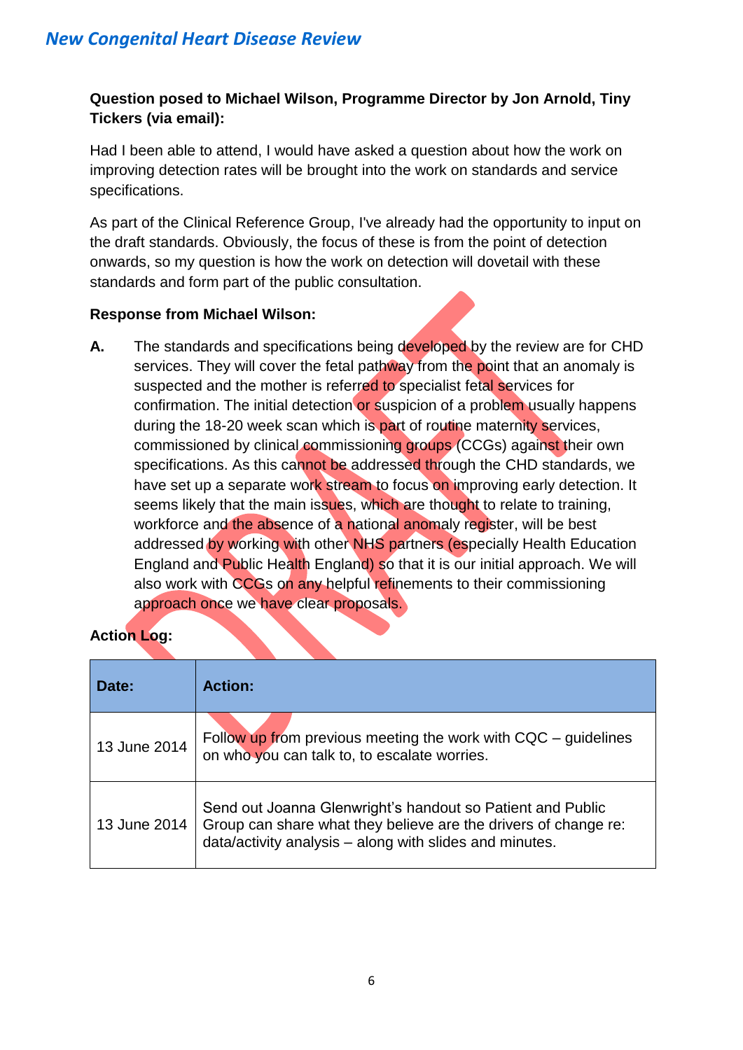**Question posed to Michael Wilson, Programme Director by Jon Arnold, Tiny Tickers (via email):**

Had I been able to attend, I would have asked a question about how the work on improving detection rates will be brought into the work on standards and service specifications.

As part of the Clinical Reference Group, I've already had the opportunity to input on the draft standards. Obviously, the focus of these is from the point of detection onwards, so my question is how the work on detection will dovetail with these standards and form part of the public consultation.

**Response from Michael Wilson:**

**A.** The standards and specifications being developed by the review are for CHD services. They will cover the fetal pathway from the point that an anomaly is suspected and the mother is referred to specialist fetal services for confirmation. The initial detection or suspicion of a problem usually happens during the 18-20 week scan which is part of routine maternity services, commissioned by clinical commissioning groups (CCGs) against their own specifications. As this cannot be addressed through the CHD standards, we have set up a separate work stream to focus on improving early detection. It seems likely that the main issues, which are thought to relate to training, workforce and the absence of a national anomaly register, will be best addressed by working with other NHS partners (especially Health Education England and Public Health England) so that it is our initial approach. We will also work with CCGs on any helpful refinements to their commissioning approach once we have clear proposals.

**Action Log:**

| Date: | Action: |
|---|---|
| 13 June 2014 | Follow up from previous meeting the work with CQC – guidelines on who you can talk to, to escalate worries. |
| 13 June 2014 | Send out Joanna Glenwright's handout so Patient and Public Group can share what they believe are the drivers of change re: data/activity analysis – along with slides and minutes. |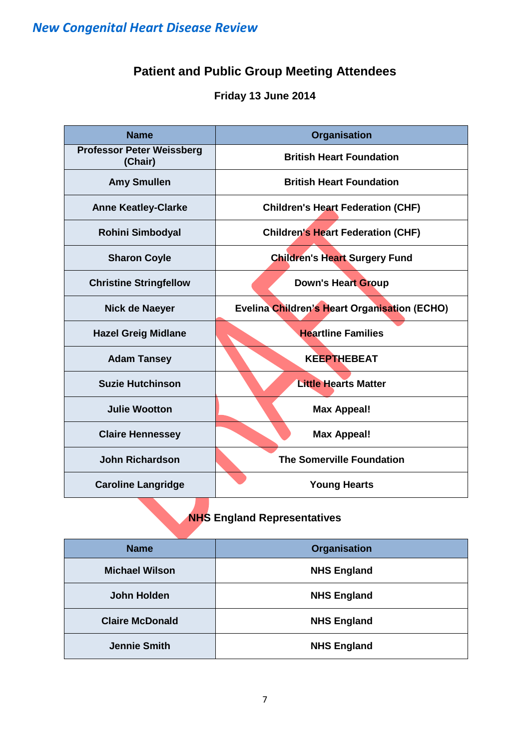# Patient and Public Group Meeting Attendees

## Friday 13 June 2014

| Name | Organisation |
|---|---|
| Professor Peter Weissberg (Chair) | British Heart Foundation |
| Amy Smullen | British Heart Foundation |
| Anne Keatley-Clarke | Children's Heart Federation (CHF) |
| Rohini Simbodyal | Children's Heart Federation (CHF) |
| Sharon Coyle | Children's Heart Surgery Fund |
| Christine Stringfellow | Down's Heart Group |
| Nick de Naeyer | Evelina Children's Heart Organisation (ECHO) |
| Hazel Greig Midlane | Heartline Families |
| Adam Tansey | KEEPTHEBEAT |
| Suzie Hutchinson | Little Hearts Matter |
| Julie Wootton | Max Appeal! |
| Claire Hennessey | Max Appeal! |
| John Richardson | The Somerville Foundation |
| Caroline Langridge | Young Hearts |

## NHS England Representatives

| Name | Organisation |
|---|---|
| Michael Wilson | NHS England |
| John Holden | NHS England |
| Claire McDonald | NHS England |
| Jennie Smith | NHS England |